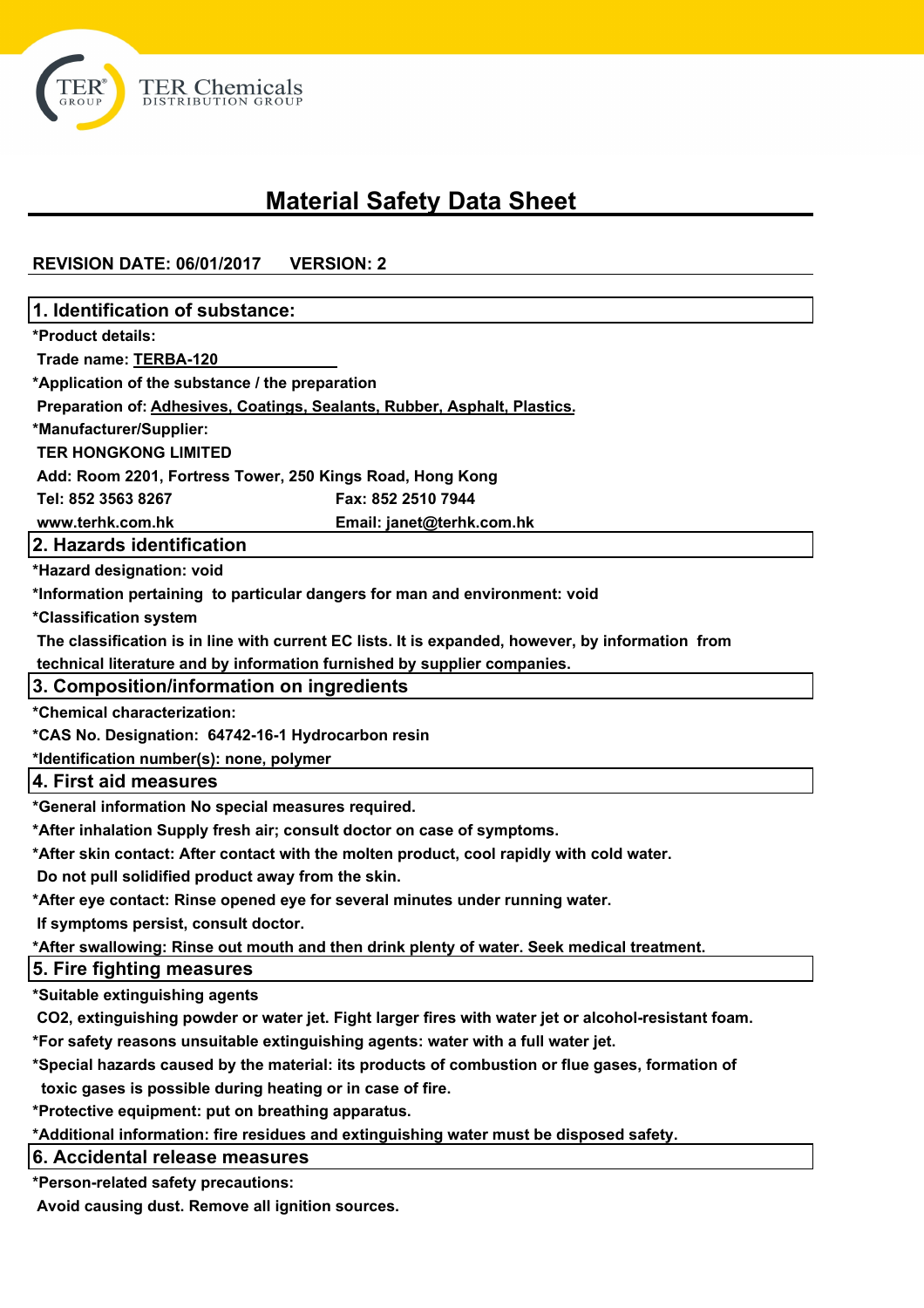TER Chemicals
DISTRIBUTION GROUP

# Material Safety Data Sheet

**REVISION DATE: 06/01/2017 VERSION: 2**

## 1. Identification of substance:

**\*Product details:**

**Trade name: TERBA-120**

**\*Application of the substance / the preparation**

**Preparation of: Adhesives, Coatings, Sealants, Rubber, Asphalt, Plastics.**

**\*Manufacturer/Supplier:**

**TER HONGKONG LIMITED**

**Add: Room 2201, Fortress Tower, 250 Kings Road, Hong Kong**

**Tel: 852 3563 8267** **Fax: 852 2510 7944**

**www.terhk.com.hk** **Email: janet@terhk.com.hk**

## 2. Hazards identification

**\*Hazard designation: void**

**\*Information pertaining to particular dangers for man and environment: void**

**\*Classification system**

**The classification is in line with current EC lists. It is expanded, however, by information from technical literature and by information furnished by supplier companies.**

## 3. Composition/information on ingredients

**\*Chemical characterization:**

**\*CAS No. Designation: 64742-16-1 Hydrocarbon resin**

**\*Identification number(s): none, polymer**

## 4. First aid measures

**\*General information No special measures required.**

**\*After inhalation Supply fresh air; consult doctor on case of symptoms.**

**\*After skin contact: After contact with the molten product, cool rapidly with cold water. Do not pull solidified product away from the skin.**

**\*After eye contact: Rinse opened eye for several minutes under running water. If symptoms persist, consult doctor.**

**\*After swallowing: Rinse out mouth and then drink plenty of water. Seek medical treatment.**

## 5. Fire fighting measures

**\*Suitable extinguishing agents**

**$CO_2$, extinguishing powder or water jet. Fight larger fires with water jet or alcohol-resistant foam.**

**\*For safety reasons unsuitable extinguishing agents: water with a full water jet.**

**\*Special hazards caused by the material: its products of combustion or flue gases, formation of toxic gases is possible during heating or in case of fire.**

**\*Protective equipment: put on breathing apparatus.**

**\*Additional information: fire residues and extinguishing water must be disposed safety.**

## 6. Accidental release measures

**\*Person-related safety precautions:**

**Avoid causing dust. Remove all ignition sources.**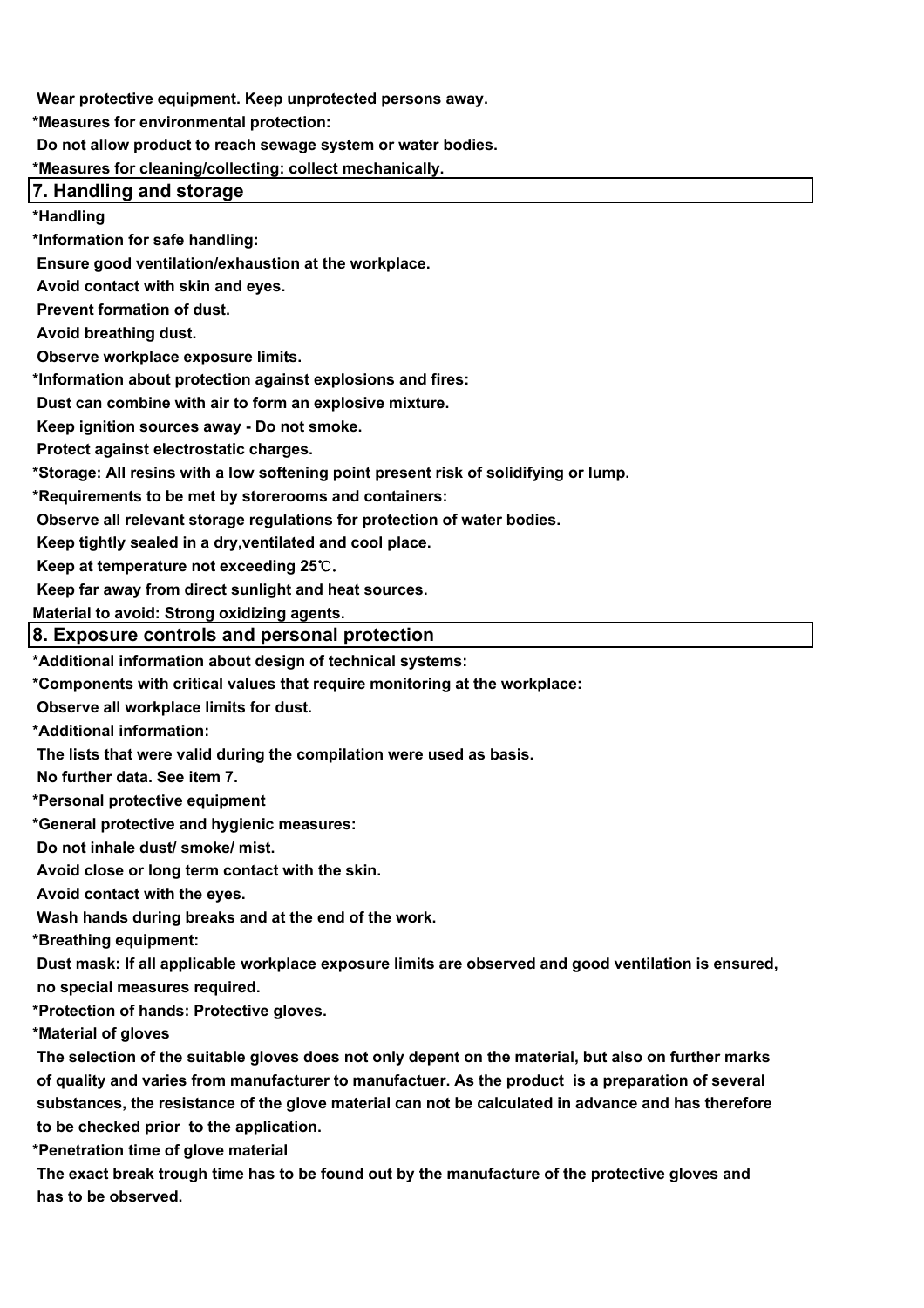**Wear protective equipment. Keep unprotected persons away.**

**\*Measures for environmental protection:**

**Do not allow product to reach sewage system or water bodies.**

**\*Measures for cleaning/collecting: collect mechanically.**

## 7. Handling and storage

**\*Handling**

**\*Information for safe handling:**

**Ensure good ventilation/exhaustion at the workplace.**

**Avoid contact with skin and eyes.**

**Prevent formation of dust.**

**Avoid breathing dust.**

**Observe workplace exposure limits.**

**\*Information about protection against explosions and fires:**

**Dust can combine with air to form an explosive mixture.**

**Keep ignition sources away - Do not smoke.**

**Protect against electrostatic charges.**

**\*Storage: All resins with a low softening point present risk of solidifying or lump.**

**\*Requirements to be met by storerooms and containers:**

**Observe all relevant storage regulations for protection of water bodies.**

**Keep tightly sealed in a dry,ventilated and cool place.**

**Keep at temperature not exceeding 25℃.**

**Keep far away from direct sunlight and heat sources.**

**Material to avoid: Strong oxidizing agents.**

## 8. Exposure controls and personal protection

**\*Additional information about design of technical systems:**

**\*Components with critical values that require monitoring at the workplace:**

**Observe all workplace limits for dust.**

**\*Additional information:**

**The lists that were valid during the compilation were used as basis.**

**No further data. See item 7.**

**\*Personal protective equipment**

**\*General protective and hygienic measures:**

**Do not inhale dust/ smoke/ mist.**

**Avoid close or long term contact with the skin.**

**Avoid contact with the eyes.**

**Wash hands during breaks and at the end of the work.**

**\*Breathing equipment:**

**Dust mask: If all applicable workplace exposure limits are observed and good ventilation is ensured, no special measures required.**

**\*Protection of hands: Protective gloves.**

**\*Material of gloves**

**The selection of the suitable gloves does not only depent on the material, but also on further marks of quality and varies from manufacturer to manufactuer. As the product is a preparation of several substances, the resistance of the glove material can not be calculated in advance and has therefore to be checked prior to the application.**

**\*Penetration time of glove material**

**The exact break trough time has to be found out by the manufacture of the protective gloves and has to be observed.**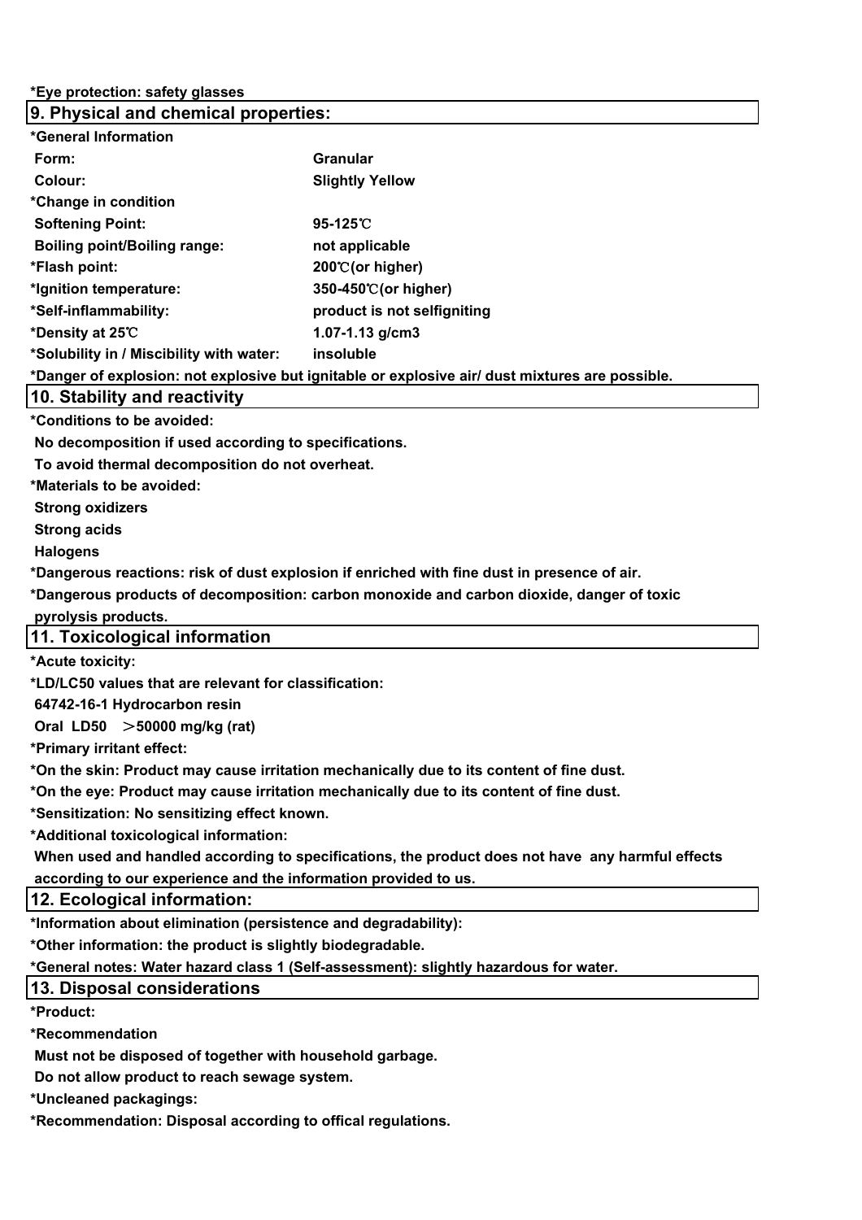**\*Eye protection: safety glasses**

## 9. Physical and chemical properties:

**\*General Information**

| | |
|---|---|
| **Form:** | **Granular** |
| **Colour:** | **Slightly Yellow** |
| **\*Change in condition** | |
| **Softening Point:** | **95-125℃** |
| **Boiling point/Boiling range:** | **not applicable** |
| **\*Flash point:** | **200℃(or higher)** |
| **\*Ignition temperature:** | **350-450℃(or higher)** |
| **\*Self-inflammability:** | **product is not selfigniting** |
| **\*Density at 25℃** | **1.07-1.13 g/cm3** |
| **\*Solubility in / Miscibility with water:** | **insoluble** |

**\*Danger of explosion: not explosive but ignitable or explosive air/ dust mixtures are possible.**

## 10. Stability and reactivity

**\*Conditions to be avoided:**

**No decomposition if used according to specifications.**

**To avoid thermal decomposition do not overheat.**

**\*Materials to be avoided:**

**Strong oxidizers**

**Strong acids**

**Halogens**

**\*Dangerous reactions: risk of dust explosion if enriched with fine dust in presence of air.**

**\*Dangerous products of decomposition: carbon monoxide and carbon dioxide, danger of toxic pyrolysis products.**

## 11. Toxicological information

**\*Acute toxicity:**

**\*LD/LC50 values that are relevant for classification:**

**64742-16-1 Hydrocarbon resin**

**Oral LD50 ＞50000 mg/kg (rat)**

**\*Primary irritant effect:**

**\*On the skin: Product may cause irritation mechanically due to its content of fine dust.**

**\*On the eye: Product may cause irritation mechanically due to its content of fine dust.**

**\*Sensitization: No sensitizing effect known.**

**\*Additional toxicological information:**

**When used and handled according to specifications, the product does not have any harmful effects according to our experience and the information provided to us.**

## 12. Ecological information:

**\*Information about elimination (persistence and degradability):**

**\*Other information: the product is slightly biodegradable.**

**\*General notes: Water hazard class 1 (Self-assessment): slightly hazardous for water.**

## 13. Disposal considerations

**\*Product:**

**\*Recommendation**

**Must not be disposed of together with household garbage.**

**Do not allow product to reach sewage system.**

**\*Uncleaned packagings:**

**\*Recommendation: Disposal according to offical regulations.**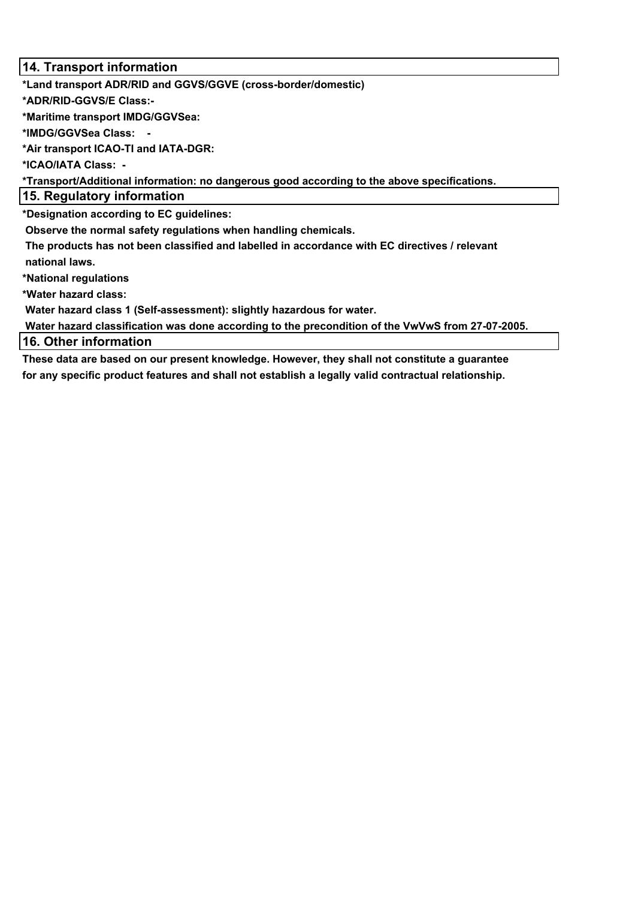## 14. Transport information

**\*Land transport ADR/RID and GGVS/GGVE (cross-border/domestic)**

**\*ADR/RID-GGVS/E Class:-**

**\*Maritime transport IMDG/GGVSea:**

**\*IMDG/GGVSea Class: -**

**\*Air transport ICAO-TI and IATA-DGR:**

**\*ICAO/IATA Class: -**

**\*Transport/Additional information: no dangerous good according to the above specifications.**

## 15. Regulatory information

**\*Designation according to EC guidelines:**

**Observe the normal safety regulations when handling chemicals.**

**The products has not been classified and labelled in accordance with EC directives / relevant national laws.**

**\*National regulations**

**\*Water hazard class:**

**Water hazard class 1 (Self-assessment): slightly hazardous for water.**

**Water hazard classification was done according to the precondition of the VwVwS from 27-07-2005.**

## 16. Other information

**These data are based on our present knowledge. However, they shall not constitute a guarantee for any specific product features and shall not establish a legally valid contractual relationship.**